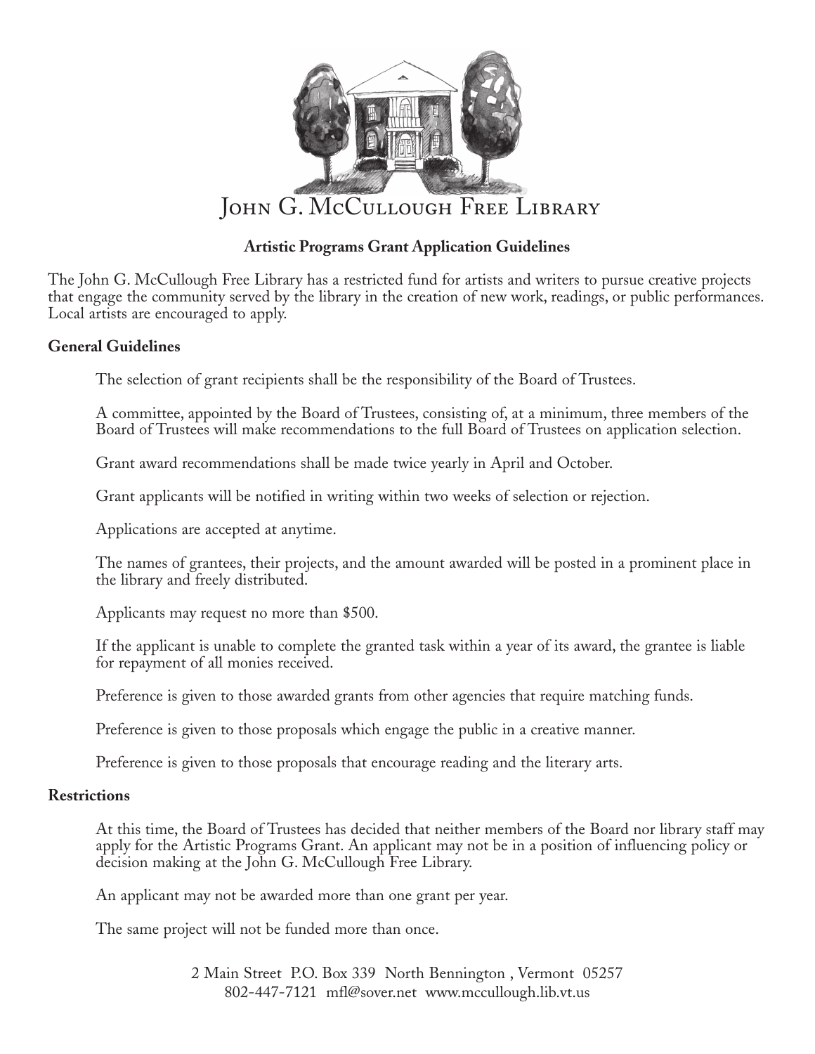# John G. McCullough Free Library

## Artistic Programs Grant Application Guidelines

The John G. McCullough Free Library has a restricted fund for artists and writers to pursue creative projects that engage the community served by the library in the creation of new work, readings, or public performances. Local artists are encouraged to apply.

### General Guidelines

The selection of grant recipients shall be the responsibility of the Board of Trustees.

A committee, appointed by the Board of Trustees, consisting of, at a minimum, three members of the Board of Trustees will make recommendations to the full Board of Trustees on application selection.

Grant award recommendations shall be made twice yearly in April and October.

Grant applicants will be notified in writing within two weeks of selection or rejection.

Applications are accepted at anytime.

The names of grantees, their projects, and the amount awarded will be posted in a prominent place in the library and freely distributed.

Applicants may request no more than $500.

If the applicant is unable to complete the granted task within a year of its award, the grantee is liable for repayment of all monies received.

Preference is given to those awarded grants from other agencies that require matching funds.

Preference is given to those proposals which engage the public in a creative manner.

Preference is given to those proposals that encourage reading and the literary arts.

### Restrictions

At this time, the Board of Trustees has decided that neither members of the Board nor library staff may apply for the Artistic Programs Grant. An applicant may not be in a position of influencing policy or decision making at the John G. McCullough Free Library.

An applicant may not be awarded more than one grant per year.

The same project will not be funded more than once.

2 Main Street P.O. Box 339 North Bennington , Vermont 05257
802-447-7121 mfl@sover.net www.mccullough.lib.vt.us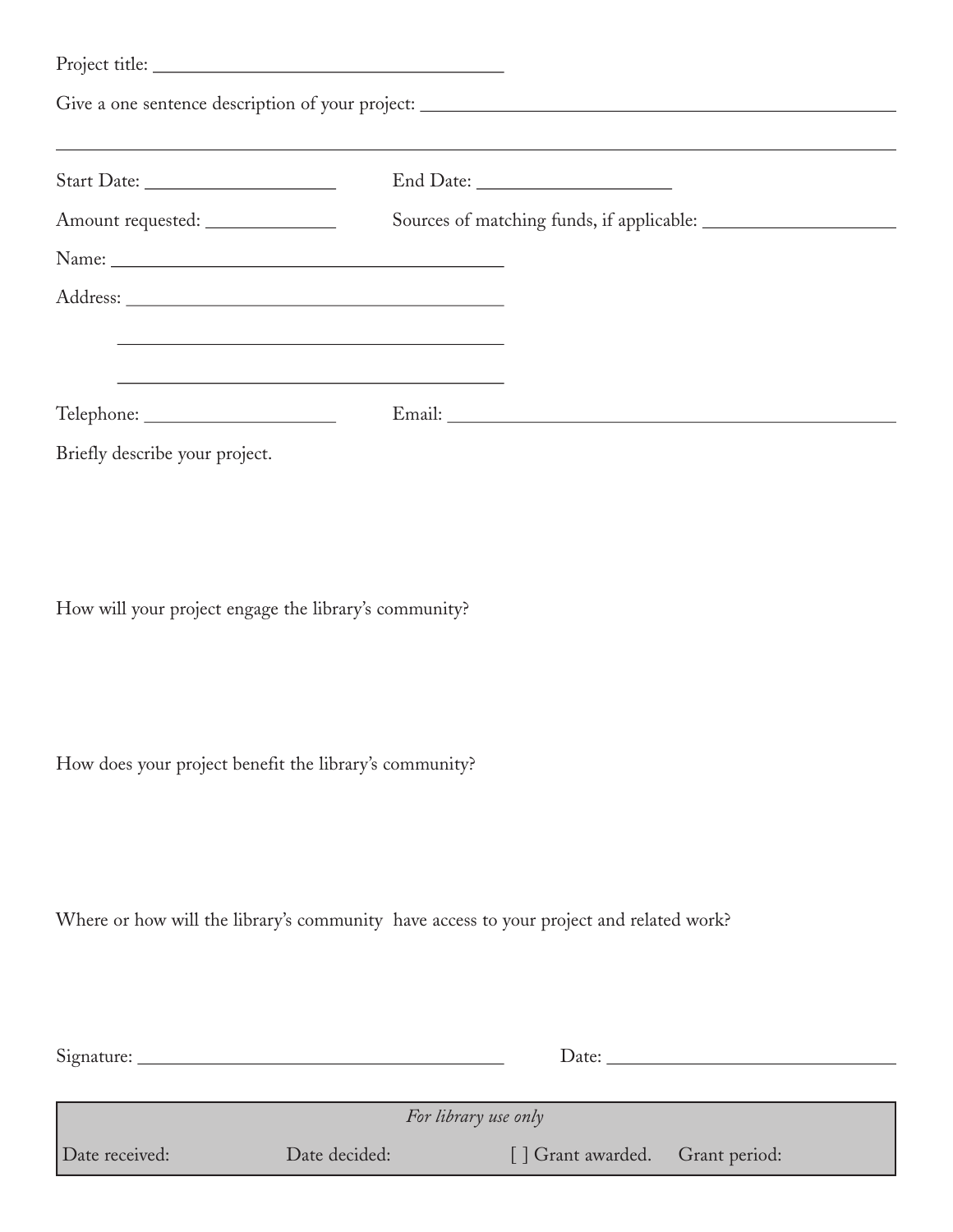Project title: ______________________________________

Give a one sentence description of your project: ______________________________________

______________________________________________________________________________

Start Date: ____________________ End Date: ____________________

Amount requested: ______________ Sources of matching funds, if applicable: ____________________

Name: ________________________________________

Address: ________________________________________

________________________________________

________________________________________

Telephone: ____________________ Email: ________________________________________

Briefly describe your project.

How will your project engage the library's community?

How does your project benefit the library's community?

Where or how will the library's community have access to your project and related work?

Signature: ______________________________________ Date: ______________________________

| *For library use only* | | | |
|---|---|---|---|
| Date received: | Date decided: | [ ] Grant awarded. | Grant period: |